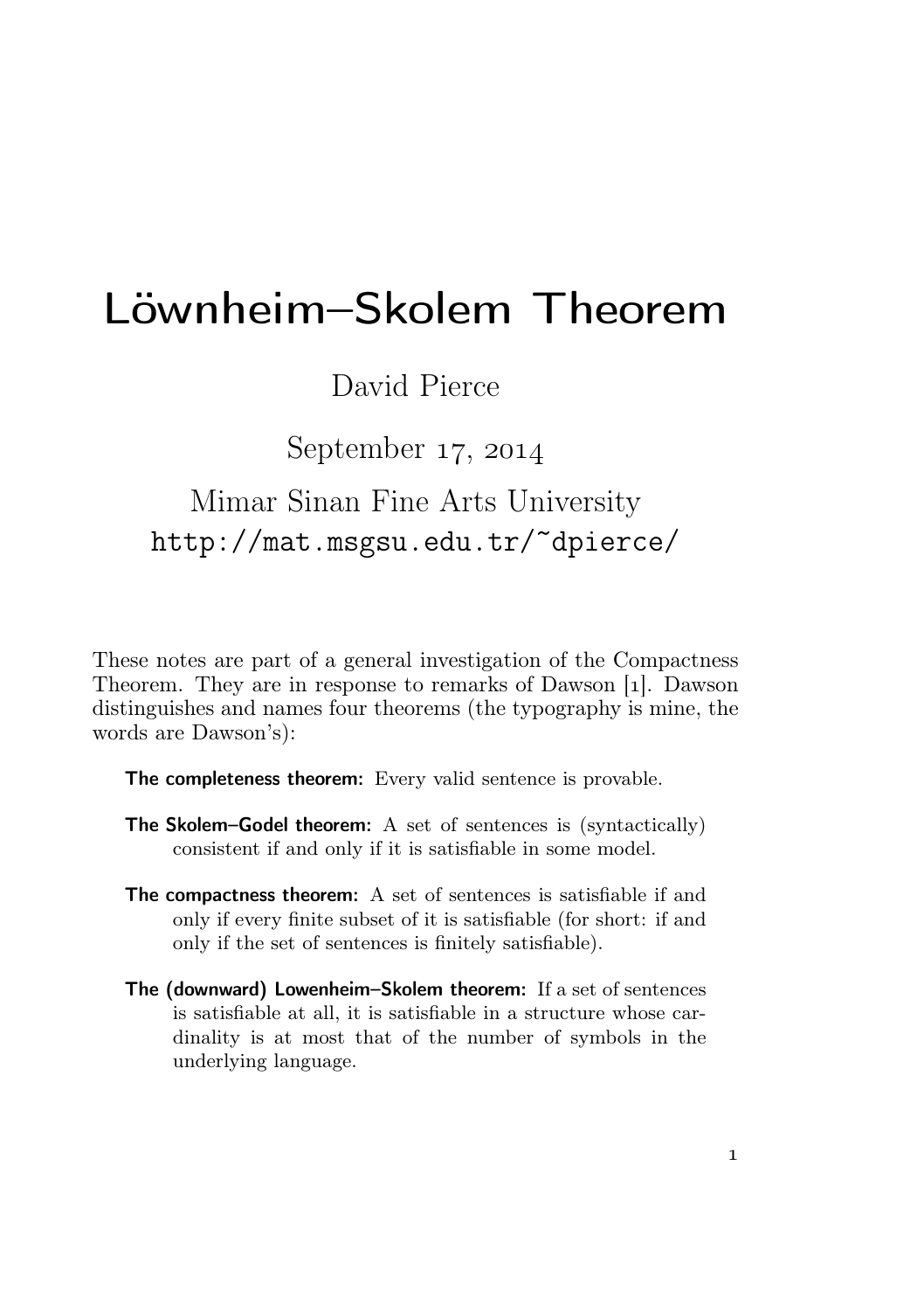# Löwnheim–Skolem Theorem

David Pierce

September 17, 2014

Mimar Sinan Fine Arts University

http://mat.msgsu.edu.tr/~dpierce/

These notes are part of a general investigation of the Compactness Theorem. They are in response to remarks of Dawson [1]. Dawson distinguishes and names four theorems (the typography is mine, the words are Dawson's):

**The completeness theorem:** Every valid sentence is provable.

**The Skolem–Godel theorem:** A set of sentences is (syntactically) consistent if and only if it is satisfiable in some model.

**The compactness theorem:** A set of sentences is satisfiable if and only if every finite subset of it is satisfiable (for short: if and only if the set of sentences is finitely satisfiable).

**The (downward) Lowenheim–Skolem theorem:** If a set of sentences is satisfiable at all, it is satisfiable in a structure whose cardinality is at most that of the number of symbols in the underlying language.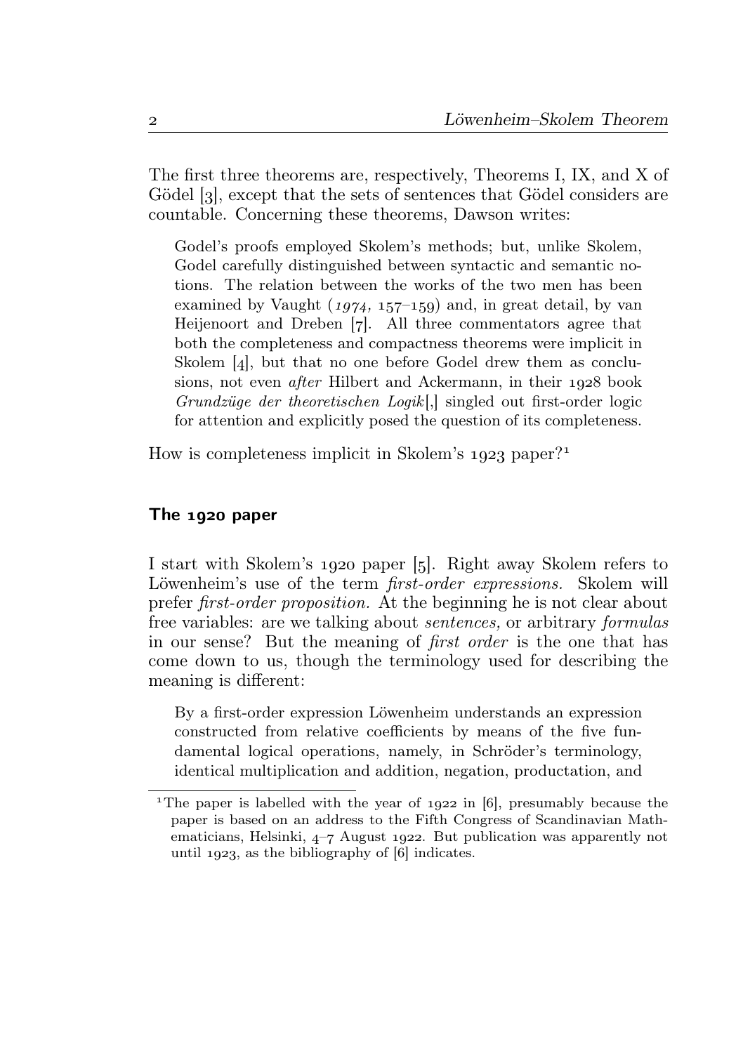The first three theorems are, respectively, Theorems I, IX, and X of Gödel [3], except that the sets of sentences that Gödel considers are countable. Concerning these theorems, Dawson writes:

> Godel's proofs employed Skolem's methods; but, unlike Skolem, Godel carefully distinguished between syntactic and semantic notions. The relation between the works of the two men has been examined by Vaught (*1974,* 157–159) and, in great detail, by van Heijenoort and Dreben [7]. All three commentators agree that both the completeness and compactness theorems were implicit in Skolem [4], but that no one before Godel drew them as conclusions, not even *after* Hilbert and Ackermann, in their 1928 book *Grundzüge der theoretischen Logik*[,] singled out first-order logic for attention and explicitly posed the question of its completeness.

How is completeness implicit in Skolem's 1923 paper?[1]

## The 1920 paper

I start with Skolem's 1920 paper [5]. Right away Skolem refers to Löwenheim's use of the term *first-order expressions.* Skolem will prefer *first-order proposition.* At the beginning he is not clear about free variables: are we talking about *sentences,* or arbitrary *formulas* in our sense? But the meaning of *first order* is the one that has come down to us, though the terminology used for describing the meaning is different:

> By a first-order expression Löwenheim understands an expression constructed from relative coefficients by means of the five fundamental logical operations, namely, in Schröder's terminology, identical multiplication and addition, negation, productation, and

[1] The paper is labelled with the year of 1922 in [6], presumably because the paper is based on an address to the Fifth Congress of Scandinavian Mathematicians, Helsinki, 4–7 August 1922. But publication was apparently not until 1923, as the bibliography of [6] indicates.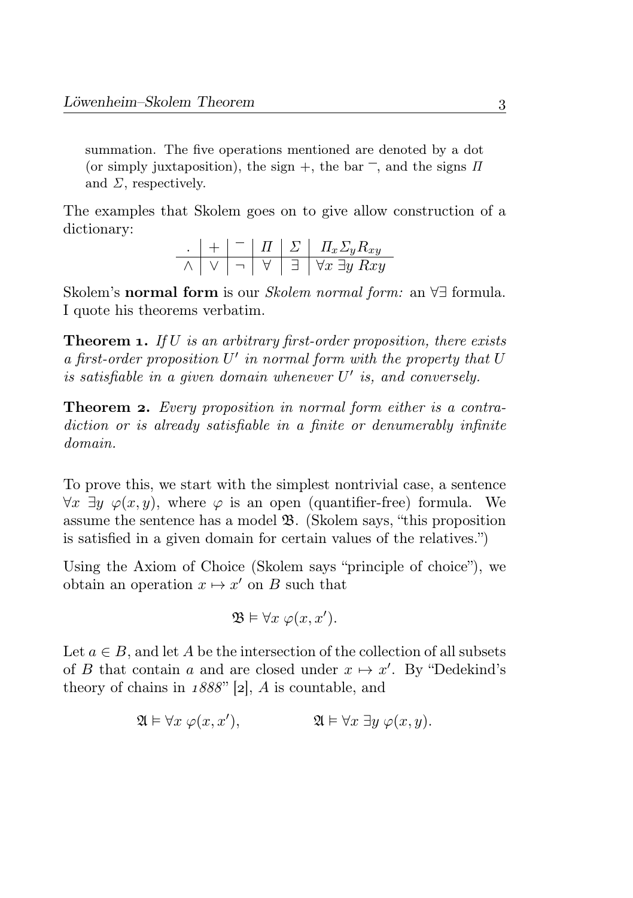summation. The five operations mentioned are denoted by a dot (or simply juxtaposition), the sign $+$, the bar $^{-}$, and the signs $\Pi$ and $\Sigma$, respectively.

The examples that Skolem goes on to give allow construction of a dictionary:

| $.$ | $+$ | $^{-}$ | $\Pi$ | $\Sigma$ | $\Pi_x \Sigma_y R_{xy}$ |
|---|---|---|---|---|---|
| $\land$ | $\lor$ | $\neg$ | $\forall$ | $\exists$ | $\forall x\ \exists y\ Rxy$ |

Skolem's **normal form** is our *Skolem normal form:* an $\forall\exists$ formula. I quote his theorems verbatim.

**Theorem 1.** *If $U$ is an arbitrary first-order proposition, there exists a first-order proposition $U'$ in normal form with the property that $U$ is satisfiable in a given domain whenever $U'$ is, and conversely.*

**Theorem 2.** *Every proposition in normal form either is a contradiction or is already satisfiable in a finite or denumerably infinite domain.*

To prove this, we start with the simplest nontrivial case, a sentence $\forall x\ \exists y\ \varphi(x, y)$, where $\varphi$ is an open (quantifier-free) formula. We assume the sentence has a model $\mathfrak{B}$. (Skolem says, "this proposition is satisfied in a given domain for certain values of the relatives.")

Using the Axiom of Choice (Skolem says "principle of choice"), we obtain an operation $x \mapsto x'$ on $B$ such that

$$\mathfrak{B} \vDash \forall x\ \varphi(x, x').$$

Let $a \in B$, and let $A$ be the intersection of the collection of all subsets of $B$ that contain $a$ and are closed under $x \mapsto x'$. By "Dedekind's theory of chains in *1888*" [2], $A$ is countable, and

$$\mathfrak{A} \vDash \forall x\ \varphi(x, x'), \qquad \mathfrak{A} \vDash \forall x\ \exists y\ \varphi(x, y).$$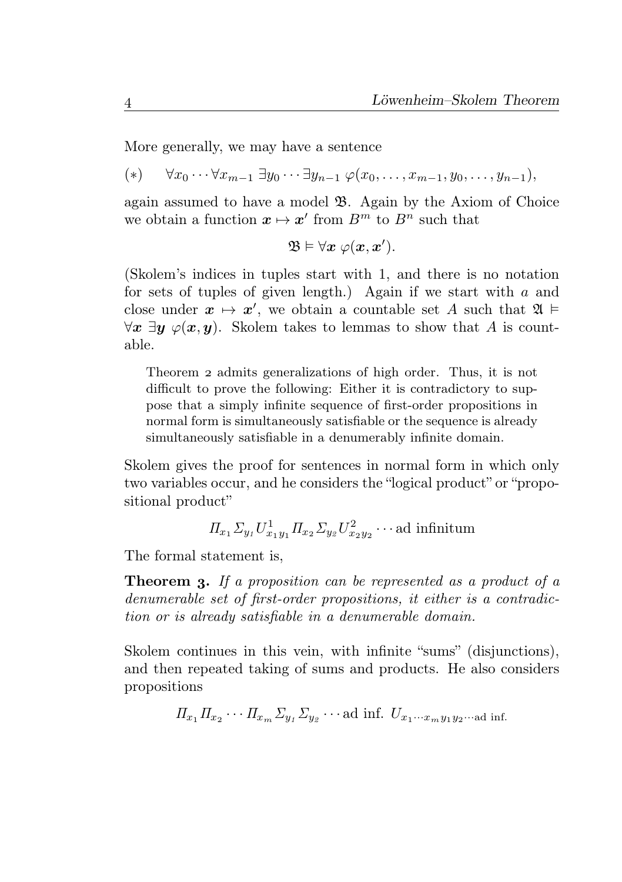More generally, we may have a sentence

$$(*) \qquad \forall x_0 \cdots \forall x_{m-1}\ \exists y_0 \cdots \exists y_{n-1}\ \varphi(x_0, \ldots, x_{m-1}, y_0, \ldots, y_{n-1}),$$

again assumed to have a model $\mathfrak{B}$. Again by the Axiom of Choice we obtain a function $\boldsymbol{x} \mapsto \boldsymbol{x}'$ from $B^m$ to $B^n$ such that

$$\mathfrak{B} \vDash \forall \boldsymbol{x}\ \varphi(\boldsymbol{x}, \boldsymbol{x}').$$

(Skolem's indices in tuples start with 1, and there is no notation for sets of tuples of given length.) Again if we start with $a$ and close under $\boldsymbol{x} \mapsto \boldsymbol{x}'$, we obtain a countable set $A$ such that $\mathfrak{A} \vDash \forall \boldsymbol{x}\ \exists \boldsymbol{y}\ \varphi(\boldsymbol{x}, \boldsymbol{y})$. Skolem takes to lemmas to show that $A$ is countable.

> Theorem 2 admits generalizations of high order. Thus, it is not difficult to prove the following: Either it is contradictory to suppose that a simply infinite sequence of first-order propositions in normal form is simultaneously satisfiable or the sequence is already simultaneously satisfiable in a denumerably infinite domain.

Skolem gives the proof for sentences in normal form in which only two variables occur, and he considers the "logical product" or "propositional product"

$$\Pi_{x_1} \Sigma_{y_1} U^1_{x_1 y_1} \Pi_{x_2} \Sigma_{y_2} U^2_{x_2 y_2} \cdots \text{ad infinitum}$$

The formal statement is,

**Theorem 3.** *If a proposition can be represented as a product of a denumerable set of first-order propositions, it either is a contradiction or is already satisfiable in a denumerable domain.*

Skolem continues in this vein, with infinite "sums" (disjunctions), and then repeated taking of sums and products. He also considers propositions

$$\Pi_{x_1} \Pi_{x_2} \cdots \Pi_{x_m} \Sigma_{y_1} \Sigma_{y_2} \cdots \text{ad inf. } U_{x_1 \cdots x_m y_1 y_2 \cdots \text{ad inf.}}$$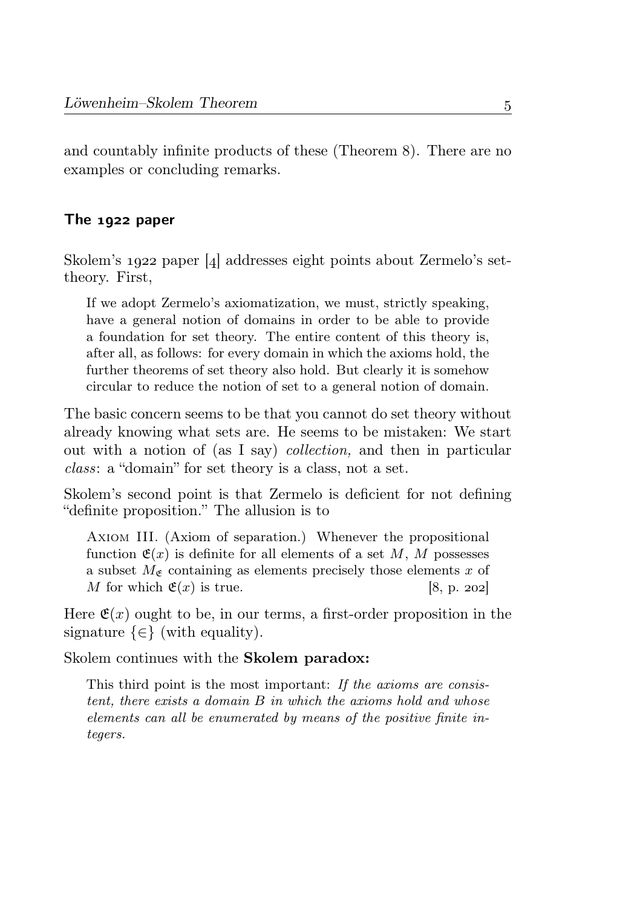and countably infinite products of these (Theorem 8). There are no examples or concluding remarks.

## The 1922 paper

Skolem's 1922 paper [4] addresses eight points about Zermelo's set-theory. First,

> If we adopt Zermelo's axiomatization, we must, strictly speaking, have a general notion of domains in order to be able to provide a foundation for set theory. The entire content of this theory is, after all, as follows: for every domain in which the axioms hold, the further theorems of set theory also hold. But clearly it is somehow circular to reduce the notion of set to a general notion of domain.

The basic concern seems to be that you cannot do set theory without already knowing what sets are. He seems to be mistaken: We start out with a notion of (as I say) *collection,* and then in particular *class*: a "domain" for set theory is a class, not a set.

Skolem's second point is that Zermelo is deficient for not defining "definite proposition." The allusion is to

> Axiom III. (Axiom of separation.) Whenever the propositional function $\mathfrak{E}(x)$ is definite for all elements of a set $M$, $M$ possesses a subset $M_{\mathfrak{E}}$ containing as elements precisely those elements $x$ of $M$ for which $\mathfrak{E}(x)$ is true. [8, p. 202]

Here $\mathfrak{E}(x)$ ought to be, in our terms, a first-order proposition in the signature $\{\in\}$ (with equality).

Skolem continues with the **Skolem paradox:**

> This third point is the most important: *If the axioms are consistent, there exists a domain B in which the axioms hold and whose elements can all be enumerated by means of the positive finite integers.*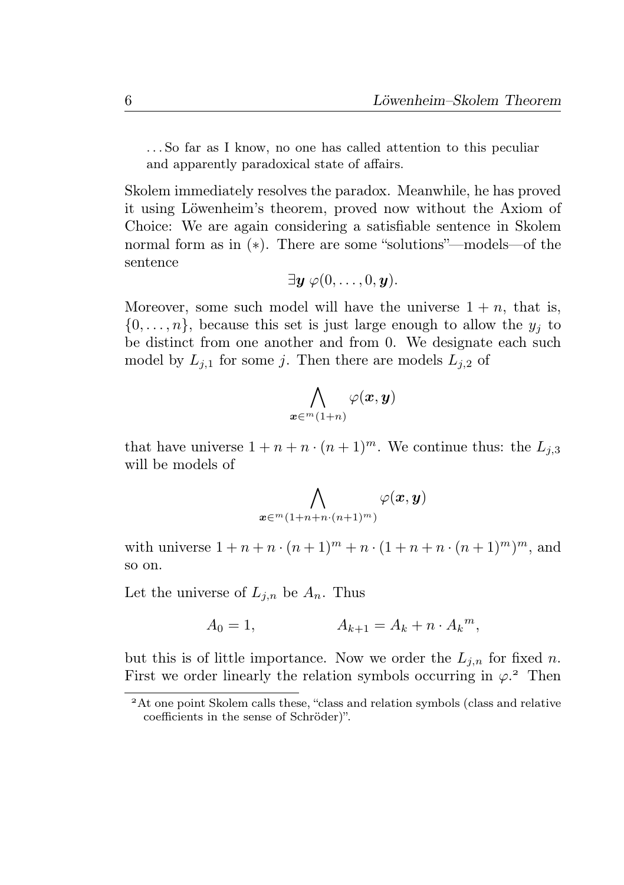> ... So far as I know, no one has called attention to this peculiar and apparently paradoxical state of affairs.

Skolem immediately resolves the paradox. Meanwhile, he has proved it using Löwenheim's theorem, proved now without the Axiom of Choice: We are again considering a satisfiable sentence in Skolem normal form as in (∗). There are some "solutions"—models—of the sentence

$$\exists \boldsymbol{y}\ \varphi(0,\dots,0,\boldsymbol{y}).$$

Moreover, some such model will have the universe $1+n$, that is, $\{0,\dots,n\}$, because this set is just large enough to allow the $y_j$ to be distinct from one another and from 0. We designate each such model by $L_{j,1}$ for some $j$. Then there are models $L_{j,2}$ of

$$\bigwedge_{\boldsymbol{x}\in {}^m(1+n)} \varphi(\boldsymbol{x},\boldsymbol{y})$$

that have universe $1+n+n\cdot(n+1)^m$. We continue thus: the $L_{j,3}$ will be models of

$$\bigwedge_{\boldsymbol{x}\in {}^m(1+n+n\cdot(n+1)^m)} \varphi(\boldsymbol{x},\boldsymbol{y})$$

with universe $1+n+n\cdot(n+1)^m+n\cdot(1+n+n\cdot(n+1)^m)^m$, and so on.

Let the universe of $L_{j,n}$ be $A_n$. Thus

$$A_0 = 1, \qquad\qquad A_{k+1} = A_k + n\cdot {A_k}^m,$$

but this is of little importance. Now we order the $L_{j,n}$ for fixed $n$. First we order linearly the relation symbols occurring in $\varphi$.[2] Then

[2] At one point Skolem calls these, "class and relation symbols (class and relative coefficients in the sense of Schröder)".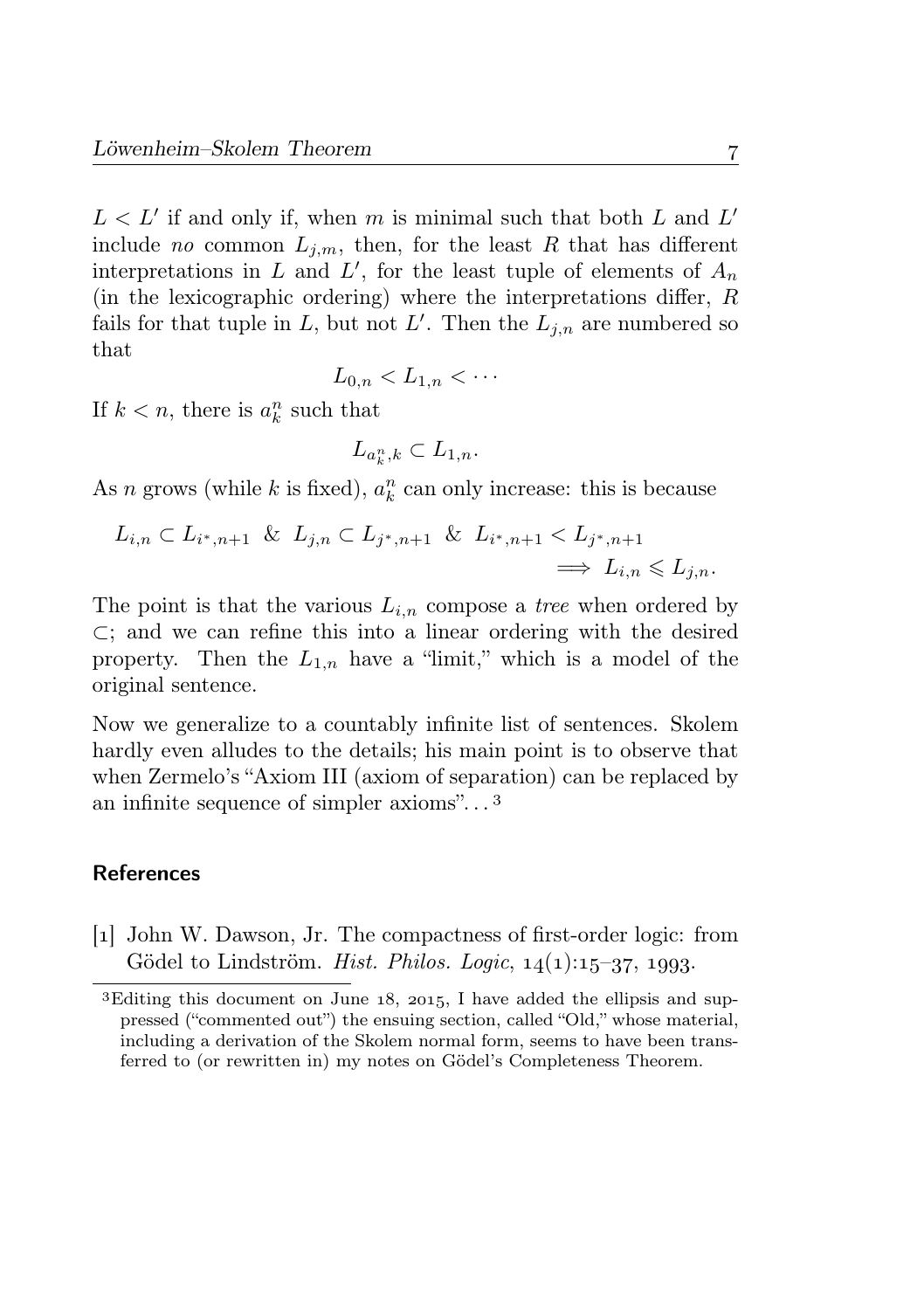$L < L'$ if and only if, when $m$ is minimal such that both $L$ and $L'$ include *no* common $L_{j,m}$, then, for the least $R$ that has different interpretations in $L$ and $L'$, for the least tuple of elements of $A_n$ (in the lexicographic ordering) where the interpretations differ, $R$ fails for that tuple in $L$, but not $L'$. Then the $L_{j,n}$ are numbered so that

$$L_{0,n} < L_{1,n} < \cdots$$

If $k < n$, there is $a^n_k$ such that

$$L_{a^n_k,k} \subset L_{1,n}.$$

As $n$ grows (while $k$ is fixed), $a^n_k$ can only increase: this is because

$$L_{i,n} \subset L_{i^*,n+1} \;\;\&\;\; L_{j,n} \subset L_{j^*,n+1} \;\;\&\;\; L_{i^*,n+1} < L_{j^*,n+1} \implies L_{i,n} \leqslant L_{j,n}.$$

The point is that the various $L_{i,n}$ compose a *tree* when ordered by $\subset$; and we can refine this into a linear ordering with the desired property. Then the $L_{1,n}$ have a "limit," which is a model of the original sentence.

Now we generalize to a countably infinite list of sentences. Skolem hardly even alludes to the details; his main point is to observe that when Zermelo's "Axiom III (axiom of separation) can be replaced by an infinite sequence of simpler axioms"...[3]

## References

[1] John W. Dawson, Jr. The compactness of first-order logic: from Gödel to Lindström. *Hist. Philos. Logic*, 14(1):15–37, 1993.

[3] Editing this document on June 18, 2015, I have added the ellipsis and suppressed ("commented out") the ensuing section, called "Old," whose material, including a derivation of the Skolem normal form, seems to have been transferred to (or rewritten in) my notes on Gödel's Completeness Theorem.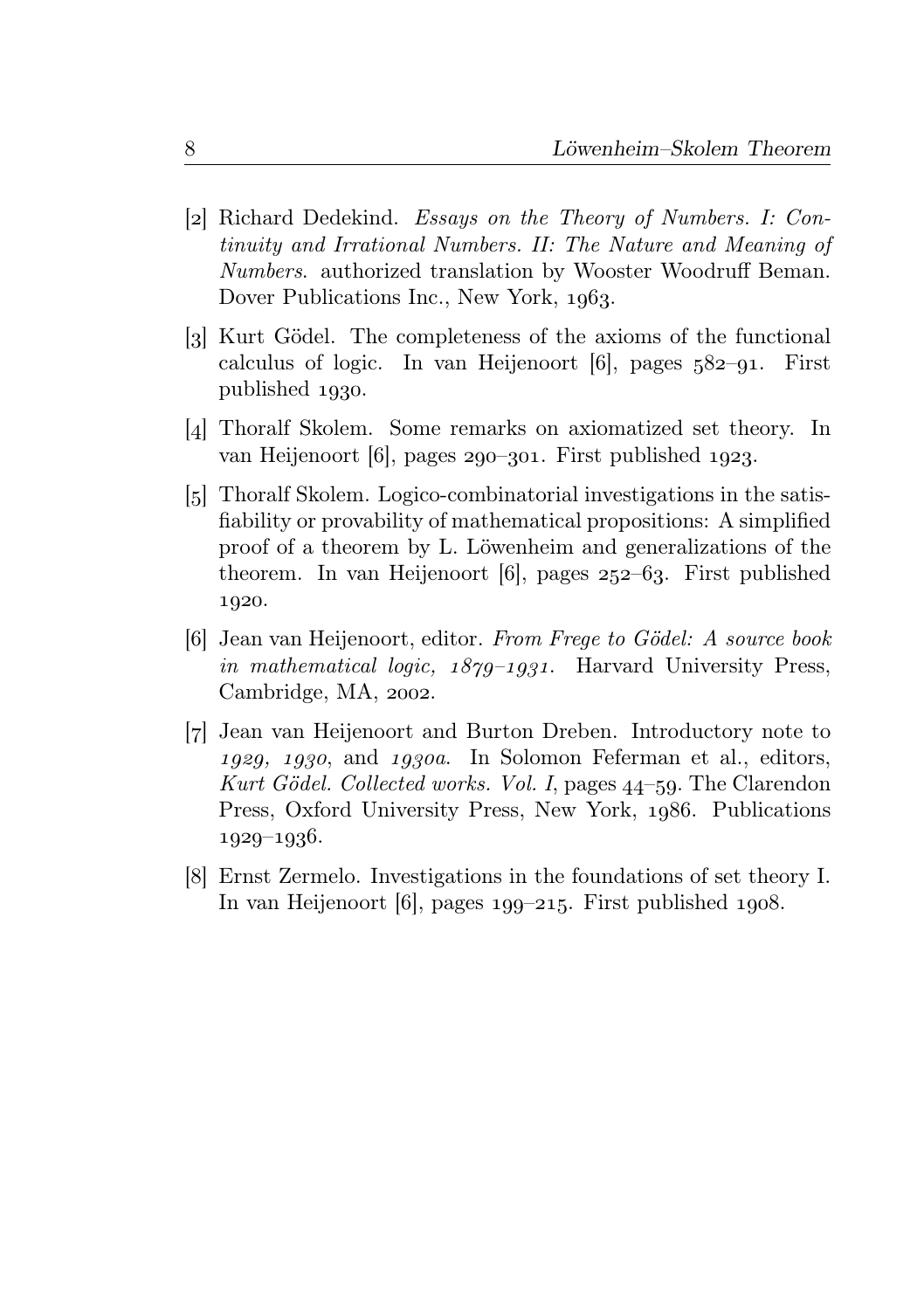[2] Richard Dedekind. *Essays on the Theory of Numbers. I: Continuity and Irrational Numbers. II: The Nature and Meaning of Numbers*. authorized translation by Wooster Woodruff Beman. Dover Publications Inc., New York, 1963.

[3] Kurt Gödel. The completeness of the axioms of the functional calculus of logic. In van Heijenoort [6], pages 582–91. First published 1930.

[4] Thoralf Skolem. Some remarks on axiomatized set theory. In van Heijenoort [6], pages 290–301. First published 1923.

[5] Thoralf Skolem. Logico-combinatorial investigations in the satisfiability or provability of mathematical propositions: A simplified proof of a theorem by L. Löwenheim and generalizations of the theorem. In van Heijenoort [6], pages 252–63. First published 1920.

[6] Jean van Heijenoort, editor. *From Frege to Gödel: A source book in mathematical logic, 1879–1931*. Harvard University Press, Cambridge, MA, 2002.

[7] Jean van Heijenoort and Burton Dreben. Introductory note to *1929, 1930*, and *1930a*. In Solomon Feferman et al., editors, *Kurt Gödel. Collected works. Vol. I*, pages 44–59. The Clarendon Press, Oxford University Press, New York, 1986. Publications 1929–1936.

[8] Ernst Zermelo. Investigations in the foundations of set theory I. In van Heijenoort [6], pages 199–215. First published 1908.